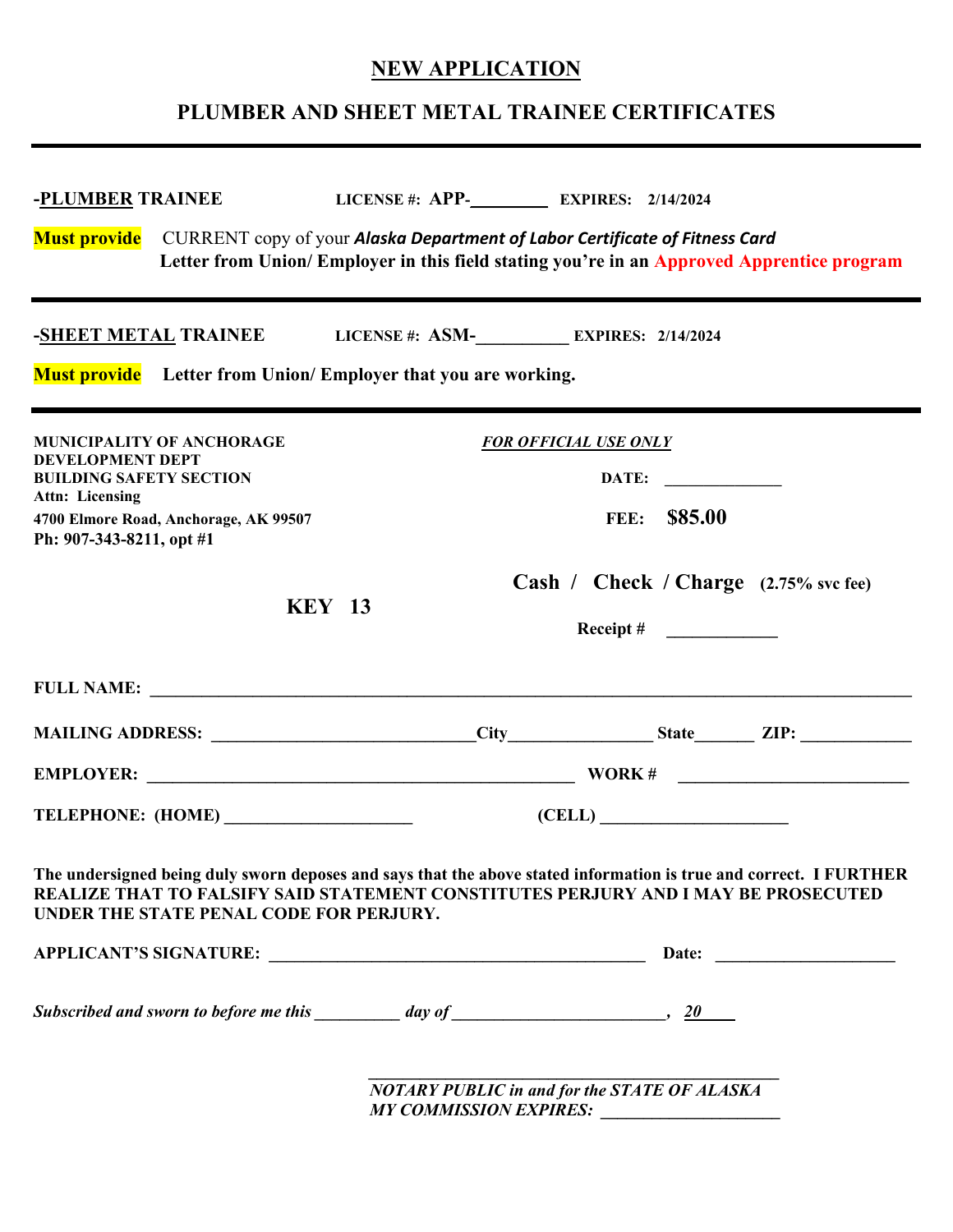# NEW APPLICATION

## PLUMBER AND SHEET METAL TRAINEE CERTIFICATES

---

**-PLUMBER TRAINEE** **LICENSE #: APP-\_\_\_\_\_\_\_\_\_** **EXPIRES: 2/14/2024**

**Must provide** CURRENT copy of your ***Alaska Department of Labor Certificate of Fitness Card***
**Letter from Union/ Employer in this field stating you're in an Approved Apprentice program**

---

**-SHEET METAL TRAINEE** **LICENSE #: ASM-\_\_\_\_\_\_\_\_\_\_** **EXPIRES: 2/14/2024**

**Must provide** **Letter from Union/ Employer that you are working.**

---

**MUNICIPALITY OF ANCHORAGE**
**DEVELOPMENT DEPT**
**BUILDING SAFETY SECTION**
**Attn: Licensing**
**4700 Elmore Road, Anchorage, AK 99507**
**Ph: 907-343-8211, opt #1**

***FOR OFFICIAL USE ONLY***

**DATE:** \_\_\_\_\_\_\_\_\_\_\_\_\_\_

**FEE: $85.00**

**Cash / Check / Charge (2.75% svc fee)**

**KEY 13**

**Receipt #** \_\_\_\_\_\_\_\_\_\_\_\_\_

**FULL NAME:** \_\_\_\_\_\_\_\_\_\_\_\_\_\_\_\_\_\_\_\_\_\_\_\_\_\_\_\_\_\_\_\_\_\_\_\_\_\_\_\_\_\_\_\_\_\_\_\_\_\_\_\_\_\_\_\_\_\_\_\_\_\_\_\_\_\_\_\_\_\_\_\_\_\_\_\_\_\_

**MAILING ADDRESS:** \_\_\_\_\_\_\_\_\_\_\_\_\_\_\_\_\_\_\_\_\_\_\_\_\_\_\_\_\_\_ **City**\_\_\_\_\_\_\_\_\_\_\_\_\_\_\_\_\_ **State**\_\_\_\_\_\_\_ **ZIP:** \_\_\_\_\_\_\_\_\_\_\_\_\_

**EMPLOYER:** \_\_\_\_\_\_\_\_\_\_\_\_\_\_\_\_\_\_\_\_\_\_\_\_\_\_\_\_\_\_\_\_\_\_\_\_\_\_\_\_\_\_\_\_\_\_\_\_\_\_\_ **WORK #** \_\_\_\_\_\_\_\_\_\_\_\_\_\_\_\_\_\_\_\_\_\_\_\_\_\_\_\_

**TELEPHONE: (HOME)** \_\_\_\_\_\_\_\_\_\_\_\_\_\_\_\_\_\_\_\_\_\_\_ **(CELL)** \_\_\_\_\_\_\_\_\_\_\_\_\_\_\_\_\_\_\_\_\_\_\_

**The undersigned being duly sworn deposes and says that the above stated information is true and correct. I FURTHER REALIZE THAT TO FALSIFY SAID STATEMENT CONSTITUTES PERJURY AND I MAY BE PROSECUTED UNDER THE STATE PENAL CODE FOR PERJURY.**

**APPLICANT'S SIGNATURE:** \_\_\_\_\_\_\_\_\_\_\_\_\_\_\_\_\_\_\_\_\_\_\_\_\_\_\_\_\_\_\_\_\_\_\_\_\_\_\_\_\_\_\_\_\_\_ **Date:** \_\_\_\_\_\_\_\_\_\_\_\_\_\_\_\_\_\_\_\_\_\_

***Subscribed and sworn to before me this \_\_\_\_\_\_\_\_\_\_ day of \_\_\_\_\_\_\_\_\_\_\_\_\_\_\_\_\_\_\_\_\_\_\_\_\_\_, 20\_\_\_\_***

\_\_\_\_\_\_\_\_\_\_\_\_\_\_\_\_\_\_\_\_\_\_\_\_\_\_\_\_\_\_\_\_\_\_\_\_\_\_\_\_\_\_\_\_\_\_\_\_
***NOTARY PUBLIC in and for the STATE OF ALASKA***
***MY COMMISSION EXPIRES:*** \_\_\_\_\_\_\_\_\_\_\_\_\_\_\_\_\_\_\_\_\_\_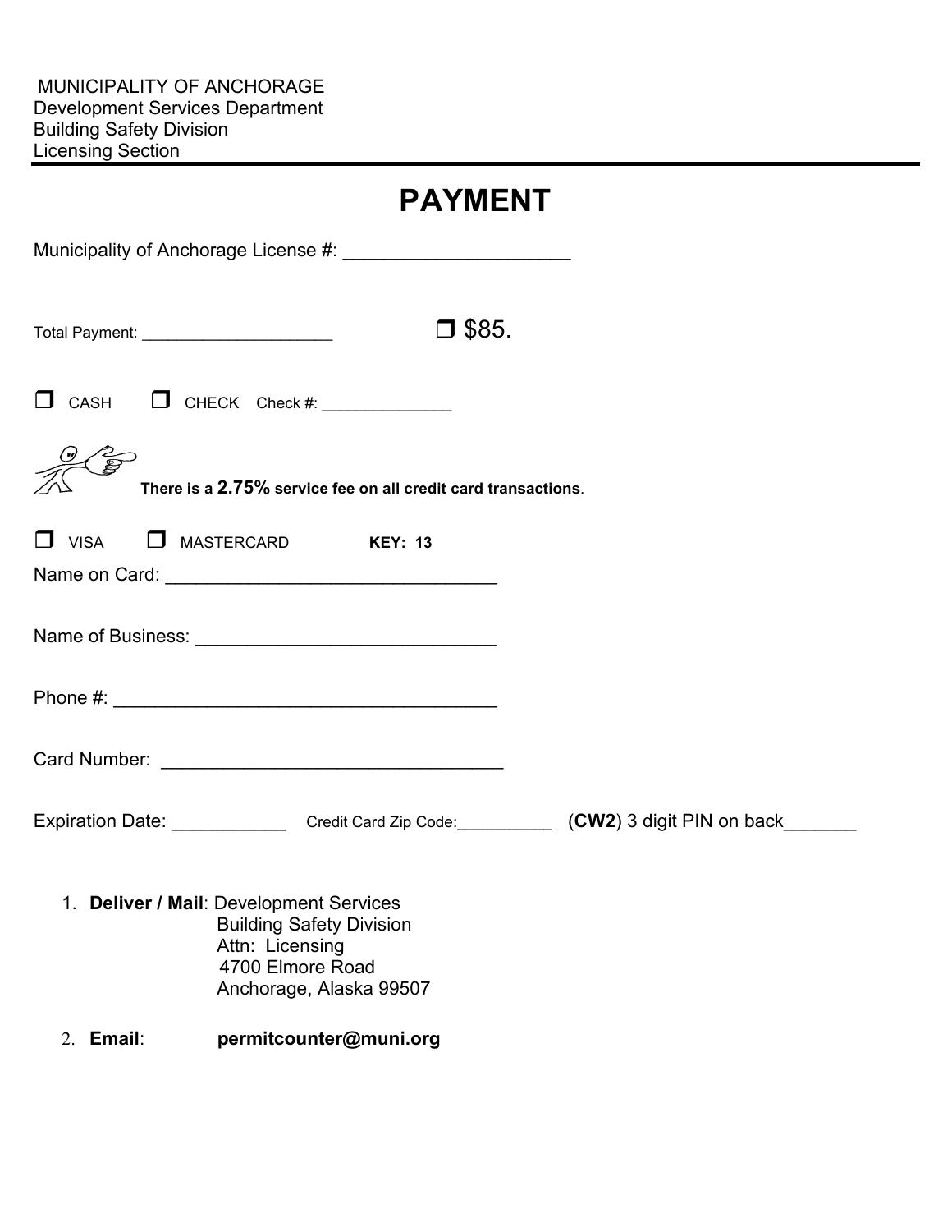MUNICIPALITY OF ANCHORAGE
Development Services Department
Building Safety Division
Licensing Section

# PAYMENT

Municipality of Anchorage License #: ____________________

Total Payment: ____________________ ❐ $85.

❐ CASH ❐ CHECK Check #: ______________

**There is a 2.75% service fee on all credit card transactions**.

❐ VISA ❐ MASTERCARD **KEY: 13**

Name on Card: ______________________________

Name of Business: ___________________________

Phone #: __________________________________

Card Number: ______________________________

Expiration Date: __________ Credit Card Zip Code:__________ (**CW2**) 3 digit PIN on back_______

1. **Deliver / Mail**: Development Services
   Building Safety Division
   Attn: Licensing
   4700 Elmore Road
   Anchorage, Alaska 99507

2. **Email**: **permitcounter@muni.org**